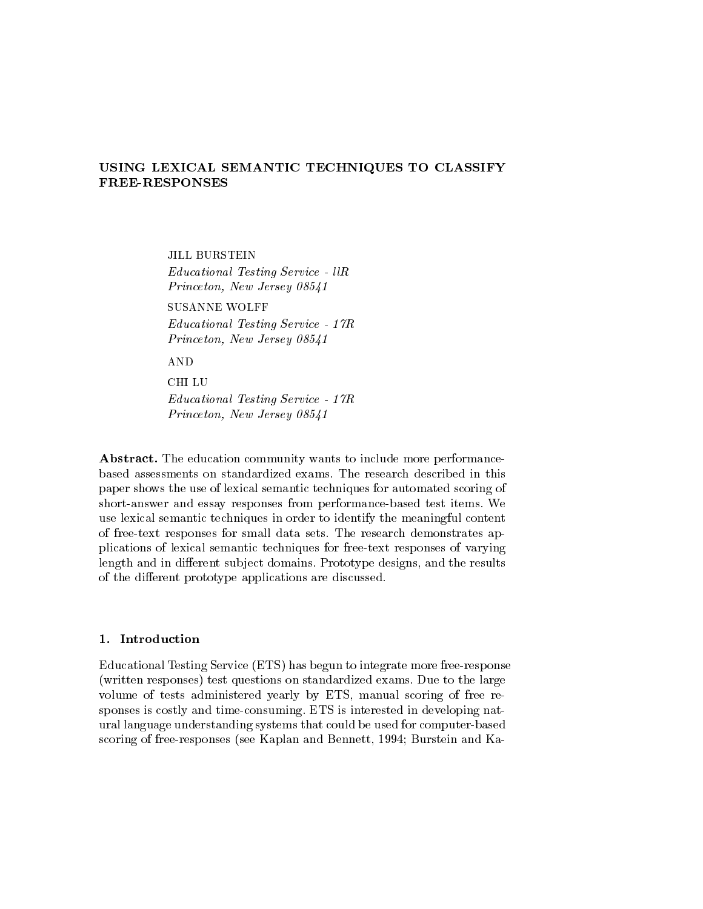# USING LEXICAL SEMANTIC TECHNIQUES TO CLASSIFY FREE-RESPONSES

JILL BURSTEIN
*Educational Testing Service - llR*
*Princeton, New Jersey 08541*

SUSANNE WOLFF
*Educational Testing Service - 17R*
*Princeton, New Jersey 08541*

AND

CHI LU
*Educational Testing Service - 17R*
*Princeton, New Jersey 08541*

**Abstract.** The education community wants to include more performance-based assessments on standardized exams. The research described in this paper shows the use of lexical semantic techniques for automated scoring of short-answer and essay responses from performance-based test items. We use lexical semantic techniques in order to identify the meaningful content of free-text responses for small data sets. The research demonstrates applications of lexical semantic techniques for free-text responses of varying length and in different subject domains. Prototype designs, and the results of the different prototype applications are discussed.

## 1. Introduction

Educational Testing Service (ETS) has begun to integrate more free-response (written responses) test questions on standardized exams. Due to the large volume of tests administered yearly by ETS, manual scoring of free responses is costly and time-consuming. ETS is interested in developing natural language understanding systems that could be used for computer-based scoring of free-responses (see Kaplan and Bennett, 1994; Burstein and Ka-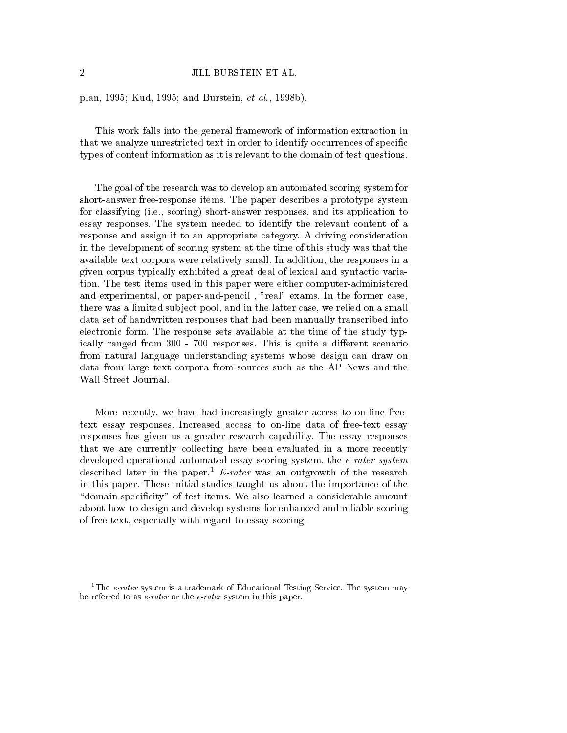plan, 1995; Kud, 1995; and Burstein, *et al.*, 1998b).

This work falls into the general framework of information extraction in that we analyze unrestricted text in order to identify occurrences of specific types of content information as it is relevant to the domain of test questions.

The goal of the research was to develop an automated scoring system for short-answer free-response items. The paper describes a prototype system for classifying (i.e., scoring) short-answer responses, and its application to essay responses. The system needed to identify the relevant content of a response and assign it to an appropriate category. A driving consideration in the development of scoring system at the time of this study was that the available text corpora were relatively small. In addition, the responses in a given corpus typically exhibited a great deal of lexical and syntactic variation. The test items used in this paper were either computer-administered and experimental, or paper-and-pencil , "real" exams. In the former case, there was a limited subject pool, and in the latter case, we relied on a small data set of handwritten responses that had been manually transcribed into electronic form. The response sets available at the time of the study typically ranged from 300 - 700 responses. This is quite a different scenario from natural language understanding systems whose design can draw on data from large text corpora from sources such as the AP News and the Wall Street Journal.

More recently, we have had increasingly greater access to on-line free-text essay responses. Increased access to on-line data of free-text essay responses has given us a greater research capability. The essay responses that we are currently collecting have been evaluated in a more recently developed operational automated essay scoring system, the *e-rater system* described later in the paper.[1] *E-rater* was an outgrowth of the research in this paper. These initial studies taught us about the importance of the "domain-specificity" of test items. We also learned a considerable amount about how to design and develop systems for enhanced and reliable scoring of free-text, especially with regard to essay scoring.

[1] The *e-rater* system is a trademark of Educational Testing Service. The system may be referred to as *e-rater* or the *e-rater* system in this paper.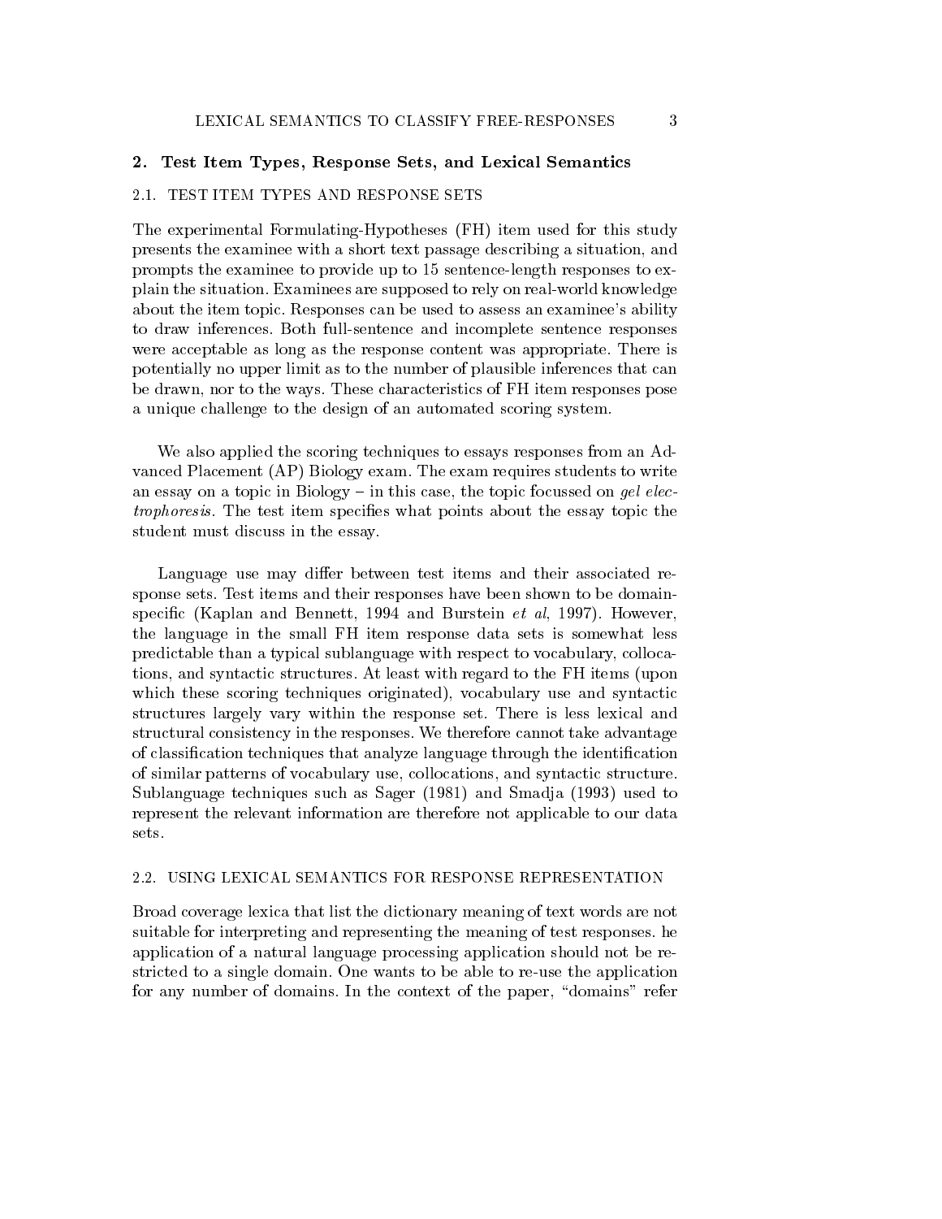## 2. Test Item Types, Response Sets, and Lexical Semantics

### 2.1. TEST ITEM TYPES AND RESPONSE SETS

The experimental Formulating-Hypotheses (FH) item used for this study presents the examinee with a short text passage describing a situation, and prompts the examinee to provide up to 15 sentence-length responses to explain the situation. Examinees are supposed to rely on real-world knowledge about the item topic. Responses can be used to assess an examinee's ability to draw inferences. Both full-sentence and incomplete sentence responses were acceptable as long as the response content was appropriate. There is potentially no upper limit as to the number of plausible inferences that can be drawn, nor to the ways. These characteristics of FH item responses pose a unique challenge to the design of an automated scoring system.

We also applied the scoring techniques to essays responses from an Advanced Placement (AP) Biology exam. The exam requires students to write an essay on a topic in Biology – in this case, the topic focussed on *gel electrophoresis*. The test item specifies what points about the essay topic the student must discuss in the essay.

Language use may differ between test items and their associated response sets. Test items and their responses have been shown to be domain-specific (Kaplan and Bennett, 1994 and Burstein *et al*, 1997). However, the language in the small FH item response data sets is somewhat less predictable than a typical sublanguage with respect to vocabulary, collocations, and syntactic structures. At least with regard to the FH items (upon which these scoring techniques originated), vocabulary use and syntactic structures largely vary within the response set. There is less lexical and structural consistency in the responses. We therefore cannot take advantage of classification techniques that analyze language through the identification of similar patterns of vocabulary use, collocations, and syntactic structure. Sublanguage techniques such as Sager (1981) and Smadja (1993) used to represent the relevant information are therefore not applicable to our data sets.

### 2.2. USING LEXICAL SEMANTICS FOR RESPONSE REPRESENTATION

Broad coverage lexica that list the dictionary meaning of text words are not suitable for interpreting and representing the meaning of test responses. he application of a natural language processing application should not be restricted to a single domain. One wants to be able to re-use the application for any number of domains. In the context of the paper, "domains" refer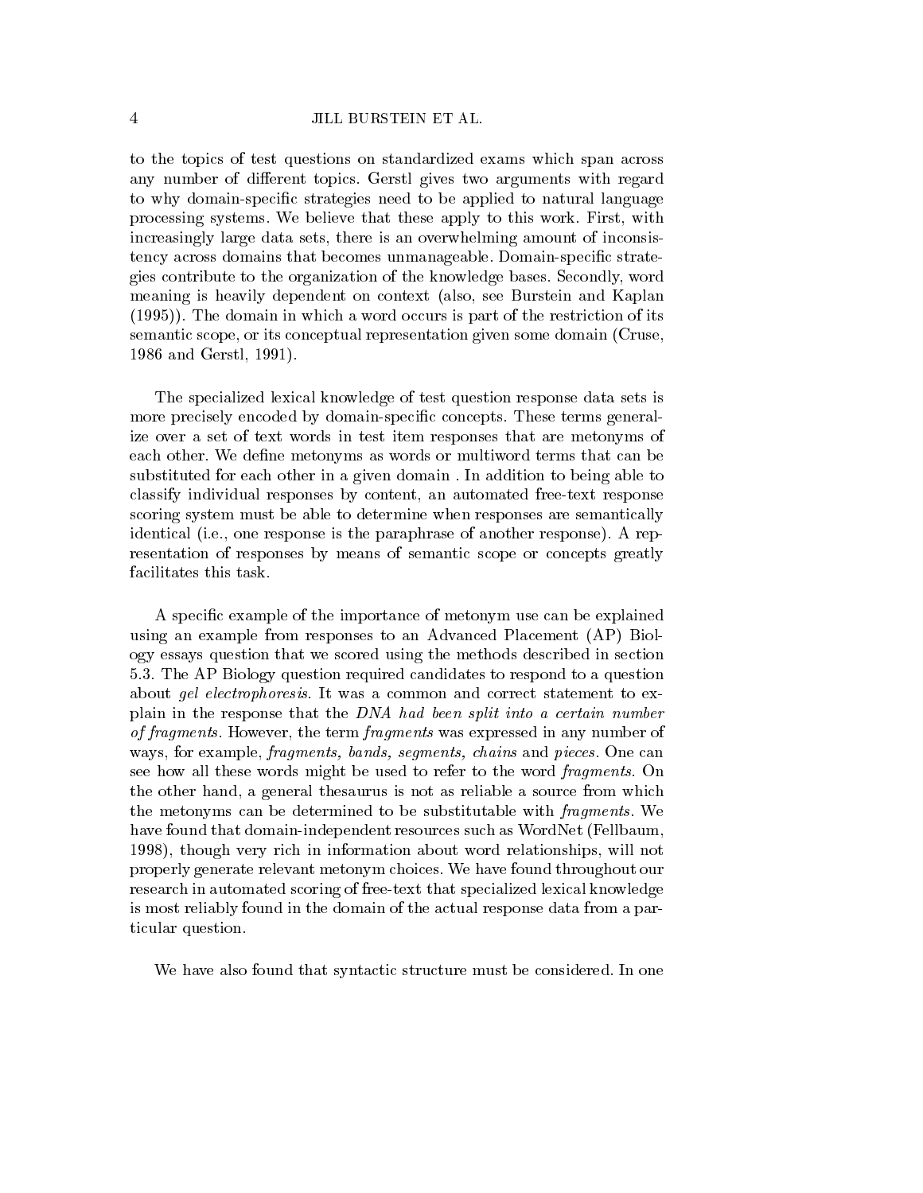to the topics of test questions on standardized exams which span across any number of different topics. Gerstl gives two arguments with regard to why domain-specific strategies need to be applied to natural language processing systems. We believe that these apply to this work. First, with increasingly large data sets, there is an overwhelming amount of inconsistency across domains that becomes unmanageable. Domain-specific strategies contribute to the organization of the knowledge bases. Secondly, word meaning is heavily dependent on context (also, see Burstein and Kaplan (1995)). The domain in which a word occurs is part of the restriction of its semantic scope, or its conceptual representation given some domain (Cruse, 1986 and Gerstl, 1991).

The specialized lexical knowledge of test question response data sets is more precisely encoded by domain-specific concepts. These terms generalize over a set of text words in test item responses that are metonyms of each other. We define metonyms as words or multiword terms that can be substituted for each other in a given domain . In addition to being able to classify individual responses by content, an automated free-text response scoring system must be able to determine when responses are semantically identical (i.e., one response is the paraphrase of another response). A representation of responses by means of semantic scope or concepts greatly facilitates this task.

A specific example of the importance of metonym use can be explained using an example from responses to an Advanced Placement (AP) Biology essays question that we scored using the methods described in section 5.3. The AP Biology question required candidates to respond to a question about *gel electrophoresis*. It was a common and correct statement to explain in the response that the *DNA had been split into a certain number of fragments*. However, the term *fragments* was expressed in any number of ways, for example, *fragments, bands, segments, chains* and *pieces*. One can see how all these words might be used to refer to the word *fragments*. On the other hand, a general thesaurus is not as reliable a source from which the metonyms can be determined to be substitutable with *fragments*. We have found that domain-independent resources such as WordNet (Fellbaum, 1998), though very rich in information about word relationships, will not properly generate relevant metonym choices. We have found throughout our research in automated scoring of free-text that specialized lexical knowledge is most reliably found in the domain of the actual response data from a particular question.

We have also found that syntactic structure must be considered. In one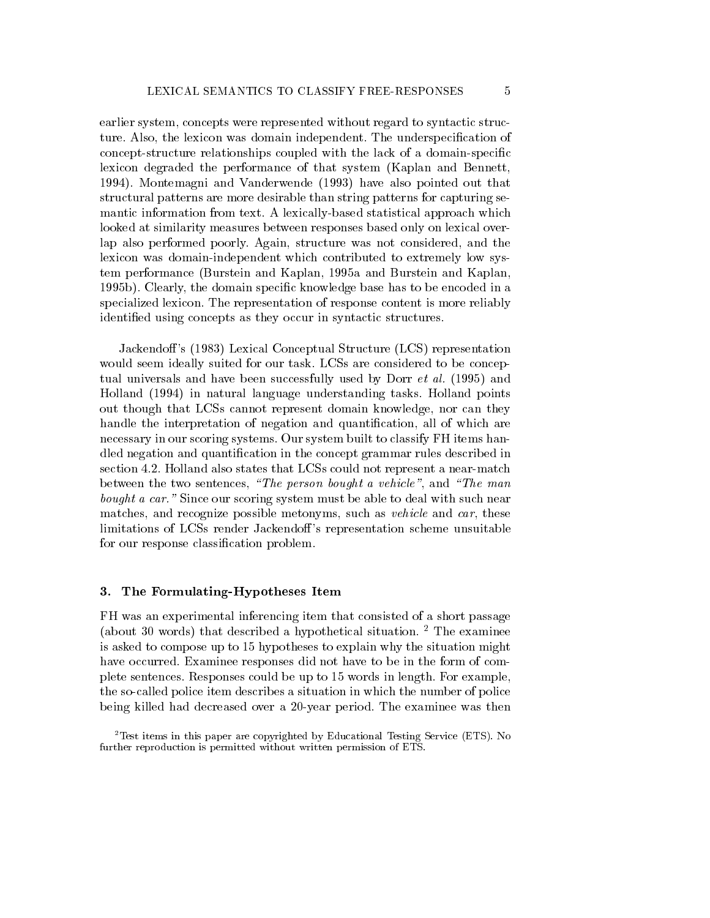earlier system, concepts were represented without regard to syntactic structure. Also, the lexicon was domain independent. The underspecification of concept-structure relationships coupled with the lack of a domain-specific lexicon degraded the performance of that system (Kaplan and Bennett, 1994). Montemagni and Vanderwende (1993) have also pointed out that structural patterns are more desirable than string patterns for capturing semantic information from text. A lexically-based statistical approach which looked at similarity measures between responses based only on lexical overlap also performed poorly. Again, structure was not considered, and the lexicon was domain-independent which contributed to extremely low system performance (Burstein and Kaplan, 1995a and Burstein and Kaplan, 1995b). Clearly, the domain specific knowledge base has to be encoded in a specialized lexicon. The representation of response content is more reliably identified using concepts as they occur in syntactic structures.

Jackendoff's (1983) Lexical Conceptual Structure (LCS) representation would seem ideally suited for our task. LCSs are considered to be conceptual universals and have been successfully used by Dorr *et al.* (1995) and Holland (1994) in natural language understanding tasks. Holland points out though that LCSs cannot represent domain knowledge, nor can they handle the interpretation of negation and quantification, all of which are necessary in our scoring systems. Our system built to classify FH items handled negation and quantification in the concept grammar rules described in section 4.2. Holland also states that LCSs could not represent a near-match between the two sentences, *"The person bought a vehicle"*, and *"The man bought a car."* Since our scoring system must be able to deal with such near matches, and recognize possible metonyms, such as *vehicle* and *car*, these limitations of LCSs render Jackendoff's representation scheme unsuitable for our response classification problem.

## 3. The Formulating-Hypotheses Item

FH was an experimental inferencing item that consisted of a short passage (about 30 words) that described a hypothetical situation. [2] The examinee is asked to compose up to 15 hypotheses to explain why the situation might have occurred. Examinee responses did not have to be in the form of complete sentences. Responses could be up to 15 words in length. For example, the so-called police item describes a situation in which the number of police being killed had decreased over a 20-year period. The examinee was then

[2] Test items in this paper are copyrighted by Educational Testing Service (ETS). No further reproduction is permitted without written permission of ETS.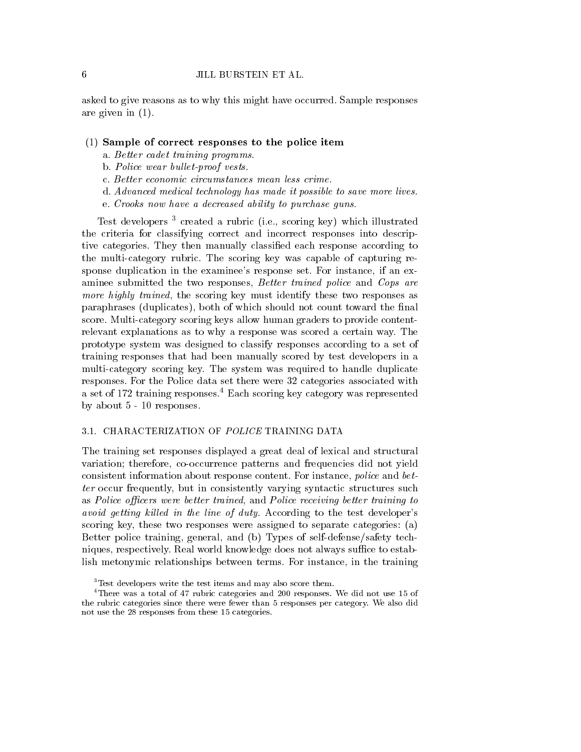asked to give reasons as to why this might have occurred. Sample responses are given in (1).

(1) **Sample of correct responses to the police item**

a. *Better cadet training programs.*

b. *Police wear bullet-proof vests.*

c. *Better economic circumstances mean less crime.*

d. *Advanced medical technology has made it possible to save more lives.*

e. *Crooks now have a decreased ability to purchase guns.*

Test developers [3] created a rubric (i.e., scoring key) which illustrated the criteria for classifying correct and incorrect responses into descriptive categories. They then manually classified each response according to the multi-category rubric. The scoring key was capable of capturing response duplication in the examinee's response set. For instance, if an examinee submitted the two responses, *Better trained police* and *Cops are more highly trained*, the scoring key must identify these two responses as paraphrases (duplicates), both of which should not count toward the final score. Multi-category scoring keys allow human graders to provide content-relevant explanations as to why a response was scored a certain way. The prototype system was designed to classify responses according to a set of training responses that had been manually scored by test developers in a multi-category scoring key. The system was required to handle duplicate responses. For the Police data set there were 32 categories associated with a set of 172 training responses.[4] Each scoring key category was represented by about 5 - 10 responses.

### 3.1. CHARACTERIZATION OF *POLICE* TRAINING DATA

The training set responses displayed a great deal of lexical and structural variation; therefore, co-occurrence patterns and frequencies did not yield consistent information about response content. For instance, *police* and *better* occur frequently, but in consistently varying syntactic structures such as *Police officers were better trained*, and *Police receiving better training to avoid getting killed in the line of duty*. According to the test developer's scoring key, these two responses were assigned to separate categories: (a) Better police training, general, and (b) Types of self-defense/safety techniques, respectively. Real world knowledge does not always suffice to establish metonymic relationships between terms. For instance, in the training

[3] Test developers write the test items and may also score them.

[4] There was a total of 47 rubric categories and 200 responses. We did not use 15 of the rubric categories since there were fewer than 5 responses per category. We also did not use the 28 responses from these 15 categories.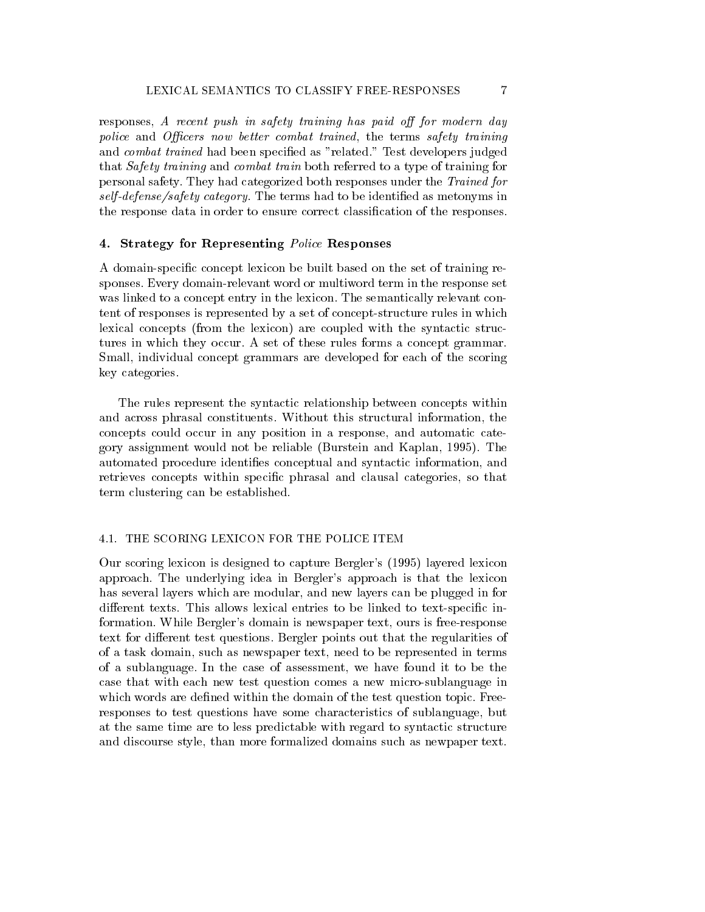responses, *A recent push in safety training has paid off for modern day police* and *Officers now better combat trained*, the terms *safety training* and *combat trained* had been specified as "related." Test developers judged that *Safety training* and *combat train* both referred to a type of training for personal safety. They had categorized both responses under the *Trained for self-defense/safety category*. The terms had to be identified as metonyms in the response data in order to ensure correct classification of the responses.

## 4. Strategy for Representing *Police* Responses

A domain-specific concept lexicon be built based on the set of training responses. Every domain-relevant word or multiword term in the response set was linked to a concept entry in the lexicon. The semantically relevant content of responses is represented by a set of concept-structure rules in which lexical concepts (from the lexicon) are coupled with the syntactic structures in which they occur. A set of these rules forms a concept grammar. Small, individual concept grammars are developed for each of the scoring key categories.

The rules represent the syntactic relationship between concepts within and across phrasal constituents. Without this structural information, the concepts could occur in any position in a response, and automatic category assignment would not be reliable (Burstein and Kaplan, 1995). The automated procedure identifies conceptual and syntactic information, and retrieves concepts within specific phrasal and clausal categories, so that term clustering can be established.

### 4.1. THE SCORING LEXICON FOR THE POLICE ITEM

Our scoring lexicon is designed to capture Bergler's (1995) layered lexicon approach. The underlying idea in Bergler's approach is that the lexicon has several layers which are modular, and new layers can be plugged in for different texts. This allows lexical entries to be linked to text-specific information. While Bergler's domain is newspaper text, ours is free-response text for different test questions. Bergler points out that the regularities of of a task domain, such as newspaper text, need to be represented in terms of a sublanguage. In the case of assessment, we have found it to be the case that with each new test question comes a new micro-sublanguage in which words are defined within the domain of the test question topic. Free-responses to test questions have some characteristics of sublanguage, but at the same time are to less predictable with regard to syntactic structure and discourse style, than more formalized domains such as newpaper text.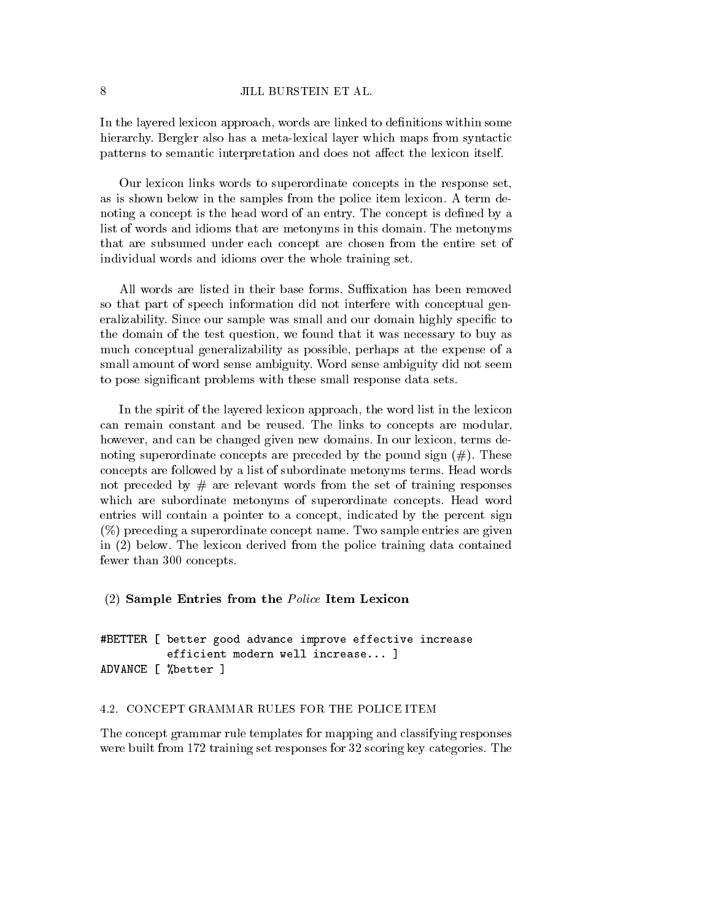In the layered lexicon approach, words are linked to definitions within some hierarchy. Bergler also has a meta-lexical layer which maps from syntactic patterns to semantic interpretation and does not affect the lexicon itself.

Our lexicon links words to superordinate concepts in the response set, as is shown below in the samples from the police item lexicon. A term denoting a concept is the head word of an entry. The concept is defined by a list of words and idioms that are metonyms in this domain. The metonyms that are subsumed under each concept are chosen from the entire set of individual words and idioms over the whole training set.

All words are listed in their base forms. Suffixation has been removed so that part of speech information did not interfere with conceptual generalizability. Since our sample was small and our domain highly specific to the domain of the test question, we found that it was necessary to buy as much conceptual generalizability as possible, perhaps at the expense of a small amount of word sense ambiguity. Word sense ambiguity did not seem to pose significant problems with these small response data sets.

In the spirit of the layered lexicon approach, the word list in the lexicon can remain constant and be reused. The links to concepts are modular, however, and can be changed given new domains. In our lexicon, terms denoting superordinate concepts are preceded by the pound sign (#). These concepts are followed by a list of subordinate metonyms terms. Head words not preceded by # are relevant words from the set of training responses which are subordinate metonyms of superordinate concepts. Head word entries will contain a pointer to a concept, indicated by the percent sign (%) preceding a superordinate concept name. Two sample entries are given in (2) below. The lexicon derived from the police training data contained fewer than 300 concepts.

(2) **Sample Entries from the *Police* Item Lexicon**

```
#BETTER [ better good advance improve effective increase
          efficient modern well increase... ]
ADVANCE [ %better ]
```

### 4.2. CONCEPT GRAMMAR RULES FOR THE POLICE ITEM

The concept grammar rule templates for mapping and classifying responses were built from 172 training set responses for 32 scoring key categories. The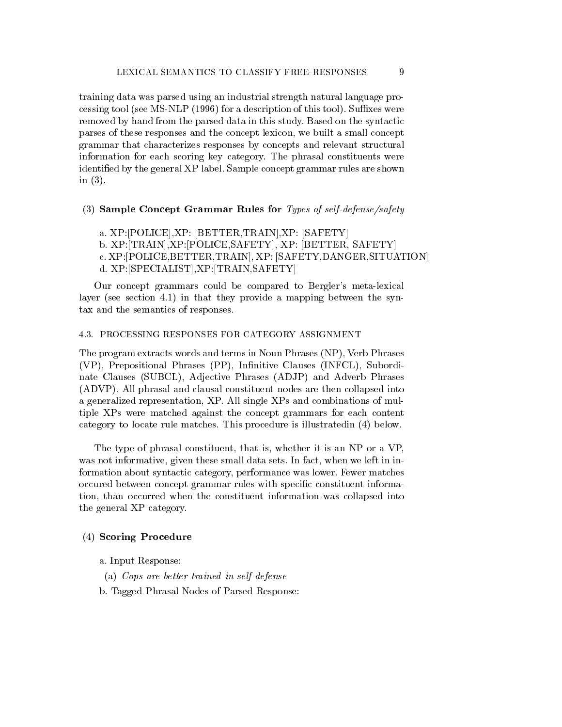training data was parsed using an industrial strength natural language processing tool (see MS-NLP (1996) for a description of this tool). Suffixes were removed by hand from the parsed data in this study. Based on the syntactic parses of these responses and the concept lexicon, we built a small concept grammar that characterizes responses by concepts and relevant structural information for each scoring key category. The phrasal constituents were identified by the general XP label. Sample concept grammar rules are shown in (3).

(3) **Sample Concept Grammar Rules for** *Types of self-defense/safety*

a. XP:[POLICE],XP: [BETTER,TRAIN],XP: [SAFETY]
b. XP:[TRAIN],XP:[POLICE,SAFETY], XP: [BETTER, SAFETY]
c. XP:[POLICE,BETTER,TRAIN], XP: [SAFETY,DANGER,SITUATION]
d. XP:[SPECIALIST],XP:[TRAIN,SAFETY]

Our concept grammars could be compared to Bergler's meta-lexical layer (see section 4.1) in that they provide a mapping between the syntax and the semantics of responses.

### 4.3. PROCESSING RESPONSES FOR CATEGORY ASSIGNMENT

The program extracts words and terms in Noun Phrases (NP), Verb Phrases (VP), Prepositional Phrases (PP), Infinitive Clauses (INFCL), Subordinate Clauses (SUBCL), Adjective Phrases (ADJP) and Adverb Phrases (ADVP). All phrasal and clausal constituent nodes are then collapsed into a generalized representation, XP. All single XPs and combinations of multiple XPs were matched against the concept grammars for each content category to locate rule matches. This procedure is illustratedin (4) below.

The type of phrasal constituent, that is, whether it is an NP or a VP, was not informative, given these small data sets. In fact, when we left in information about syntactic category, performance was lower. Fewer matches occured between concept grammar rules with specific constituent information, than occurred when the constituent information was collapsed into the general XP category.

(4) **Scoring Procedure**

a. Input Response:

(a) *Cops are better trained in self-defense*

b. Tagged Phrasal Nodes of Parsed Response: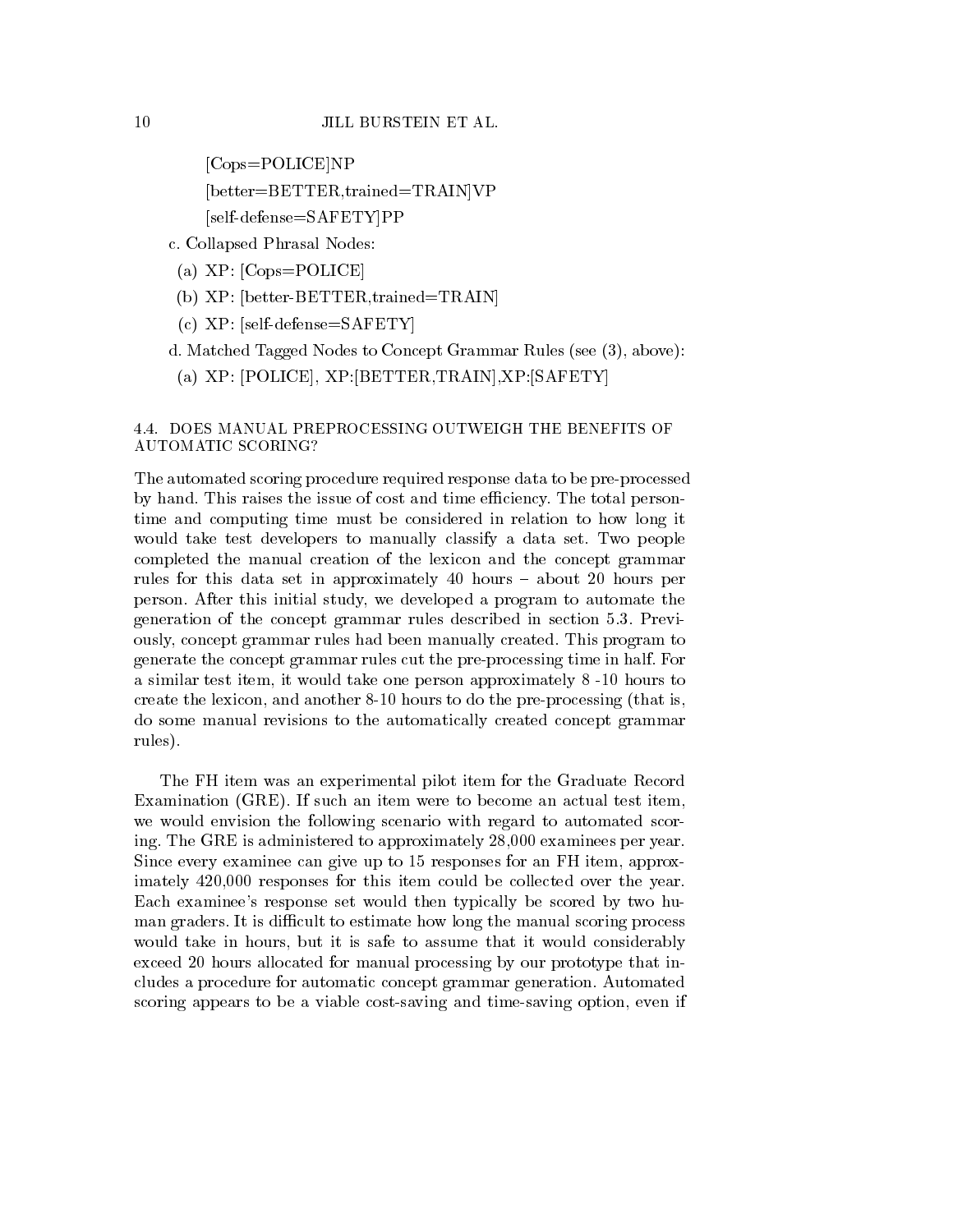[Cops=POLICE]NP

[better=BETTER,trained=TRAIN]VP

[self-defense=SAFETY]PP

c. Collapsed Phrasal Nodes:

(a) XP: [Cops=POLICE]

(b) XP: [better-BETTER,trained=TRAIN]

(c) XP: [self-defense=SAFETY]

d. Matched Tagged Nodes to Concept Grammar Rules (see (3), above):

(a) XP: [POLICE], XP:[BETTER,TRAIN],XP:[SAFETY]

### 4.4. DOES MANUAL PREPROCESSING OUTWEIGH THE BENEFITS OF AUTOMATIC SCORING?

The automated scoring procedure required response data to be pre-processed by hand. This raises the issue of cost and time efficiency. The total person-time and computing time must be considered in relation to how long it would take test developers to manually classify a data set. Two people completed the manual creation of the lexicon and the concept grammar rules for this data set in approximately 40 hours – about 20 hours per person. After this initial study, we developed a program to automate the generation of the concept grammar rules described in section 5.3. Previously, concept grammar rules had been manually created. This program to generate the concept grammar rules cut the pre-processing time in half. For a similar test item, it would take one person approximately 8 -10 hours to create the lexicon, and another 8-10 hours to do the pre-processing (that is, do some manual revisions to the automatically created concept grammar rules).

The FH item was an experimental pilot item for the Graduate Record Examination (GRE). If such an item were to become an actual test item, we would envision the following scenario with regard to automated scoring. The GRE is administered to approximately 28,000 examinees per year. Since every examinee can give up to 15 responses for an FH item, approximately 420,000 responses for this item could be collected over the year. Each examinee's response set would then typically be scored by two human graders. It is difficult to estimate how long the manual scoring process would take in hours, but it is safe to assume that it would considerably exceed 20 hours allocated for manual processing by our prototype that includes a procedure for automatic concept grammar generation. Automated scoring appears to be a viable cost-saving and time-saving option, even if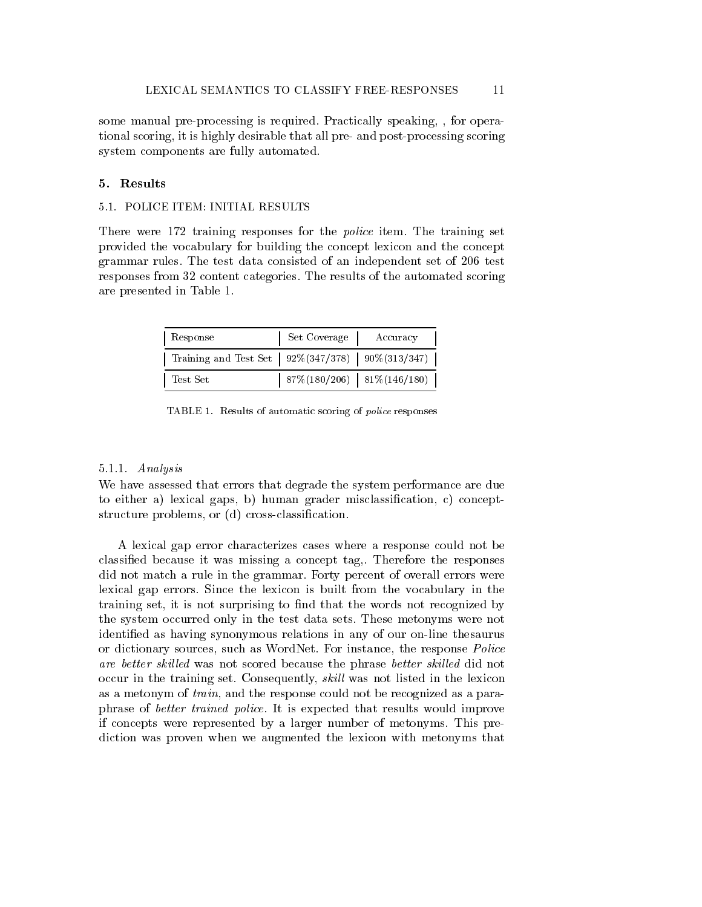some manual pre-processing is required. Practically speaking, , for operational scoring, it is highly desirable that all pre- and post-processing scoring system components are fully automated.

## 5. Results

### 5.1. POLICE ITEM: INITIAL RESULTS

There were 172 training responses for the *police* item. The training set provided the vocabulary for building the concept lexicon and the concept grammar rules. The test data consisted of an independent set of 206 test responses from 32 content categories. The results of the automated scoring are presented in Table 1.

| Response | Set Coverage | Accuracy |
|---|---|---|
| Training and Test Set | 92%(347/378) | 90%(313/347) |
| Test Set | 87%(180/206) | 81%(146/180) |

TABLE 1. Results of automatic scoring of *police* responses

#### 5.1.1. *Analysis*

We have assessed that errors that degrade the system performance are due to either a) lexical gaps, b) human grader misclassification, c) concept-structure problems, or (d) cross-classification.

A lexical gap error characterizes cases where a response could not be classified because it was missing a concept tag,. Therefore the responses did not match a rule in the grammar. Forty percent of overall errors were lexical gap errors. Since the lexicon is built from the vocabulary in the training set, it is not surprising to find that the words not recognized by the system occurred only in the test data sets. These metonyms were not identified as having synonymous relations in any of our on-line thesaurus or dictionary sources, such as WordNet. For instance, the response *Police are better skilled* was not scored because the phrase *better skilled* did not occur in the training set. Consequently, *skill* was not listed in the lexicon as a metonym of *train*, and the response could not be recognized as a paraphrase of *better trained police*. It is expected that results would improve if concepts were represented by a larger number of metonyms. This prediction was proven when we augmented the lexicon with metonyms that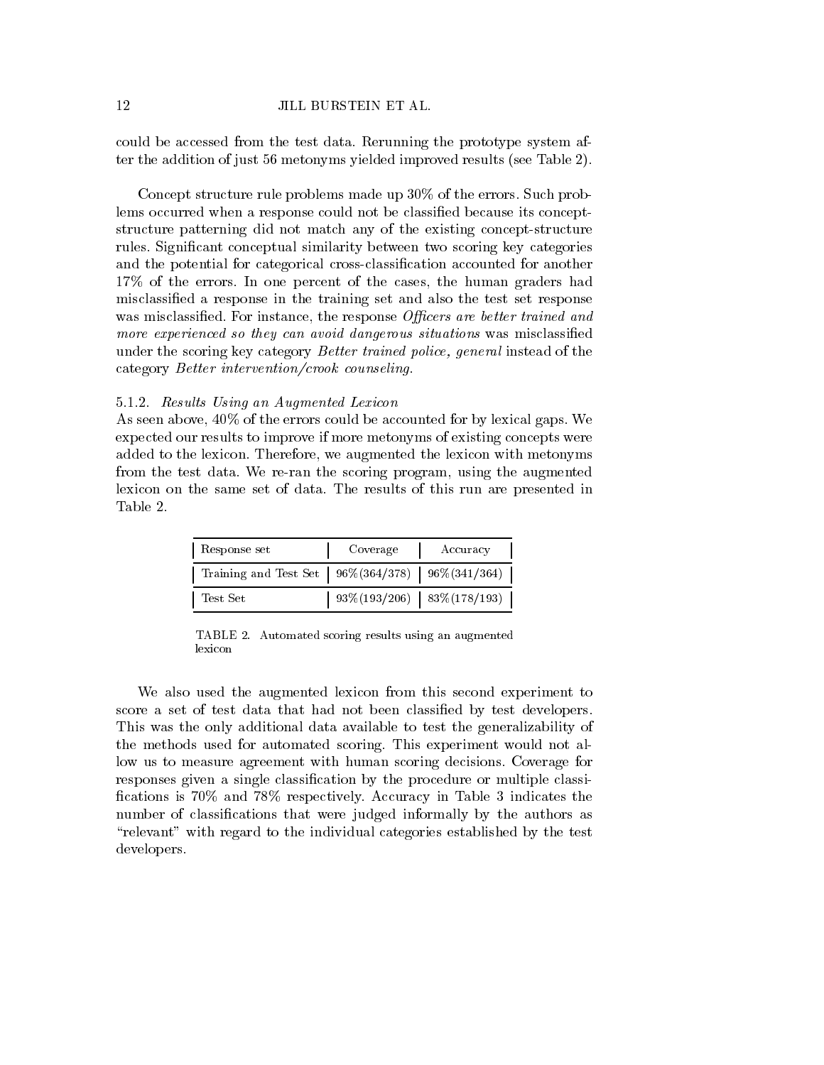could be accessed from the test data. Rerunning the prototype system after the addition of just 56 metonyms yielded improved results (see Table 2).

Concept structure rule problems made up 30% of the errors. Such problems occurred when a response could not be classified because its concept-structure patterning did not match any of the existing concept-structure rules. Significant conceptual similarity between two scoring key categories and the potential for categorical cross-classification accounted for another 17% of the errors. In one percent of the cases, the human graders had misclassified a response in the training set and also the test set response was misclassified. For instance, the response *Officers are better trained and more experienced so they can avoid dangerous situations* was misclassified under the scoring key category *Better trained police, general* instead of the category *Better intervention/crook counseling*.

#### 5.1.2. *Results Using an Augmented Lexicon*

As seen above, 40% of the errors could be accounted for by lexical gaps. We expected our results to improve if more metonyms of existing concepts were added to the lexicon. Therefore, we augmented the lexicon with metonyms from the test data. We re-ran the scoring program, using the augmented lexicon on the same set of data. The results of this run are presented in Table 2.

| Response set | Coverage | Accuracy |
|---|---|---|
| Training and Test Set | 96%(364/378) | 96%(341/364) |
| Test Set | 93%(193/206) | 83%(178/193) |

TABLE 2. Automated scoring results using an augmented lexicon

We also used the augmented lexicon from this second experiment to score a set of test data that had not been classified by test developers. This was the only additional data available to test the generalizability of the methods used for automated scoring. This experiment would not allow us to measure agreement with human scoring decisions. Coverage for responses given a single classification by the procedure or multiple classifications is 70% and 78% respectively. Accuracy in Table 3 indicates the number of classifications that were judged informally by the authors as "relevant" with regard to the individual categories established by the test developers.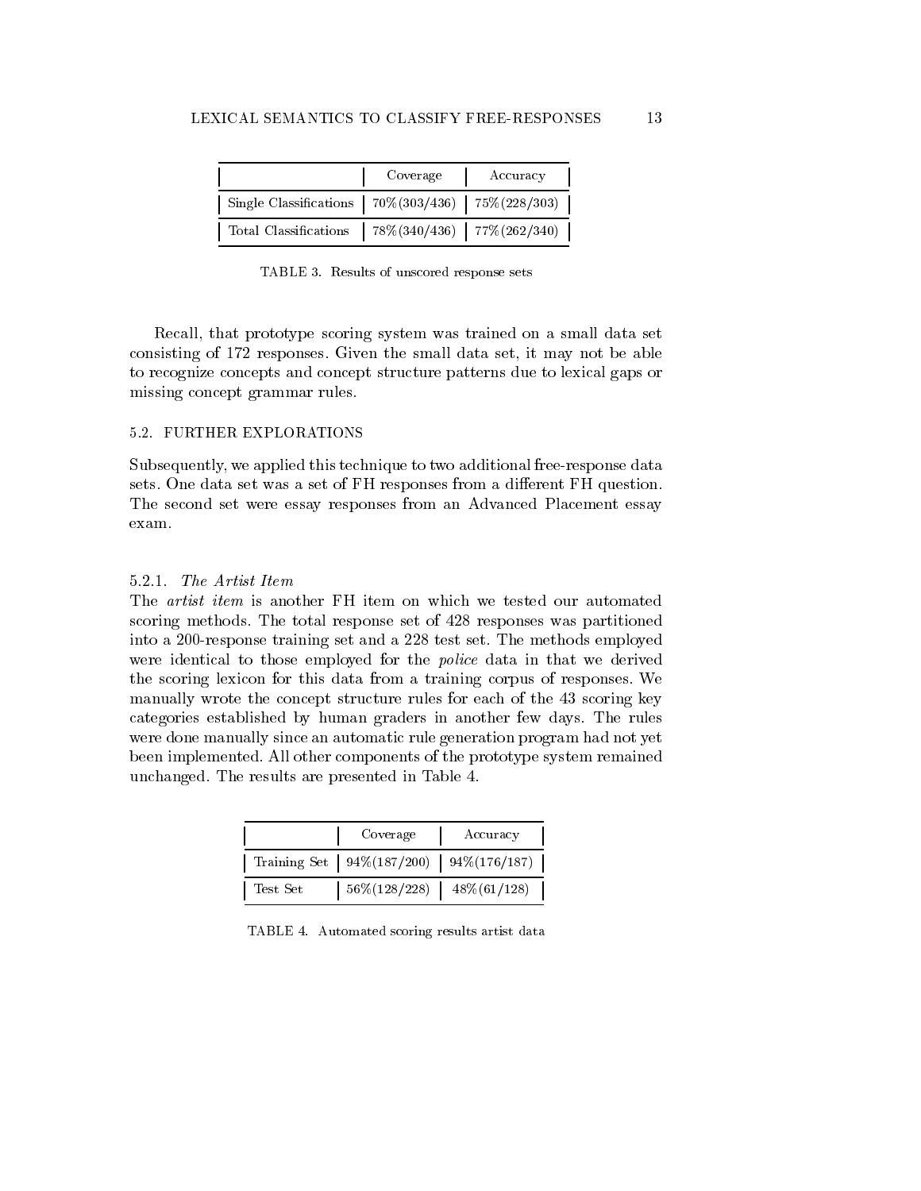| | Coverage | Accuracy |
|---|---|---|
| Single Classifications | 70%(303/436) | 75%(228/303) |
| Total Classifications | 78%(340/436) | 77%(262/340) |

TABLE 3. Results of unscored response sets

Recall, that prototype scoring system was trained on a small data set consisting of 172 responses. Given the small data set, it may not be able to recognize concepts and concept structure patterns due to lexical gaps or missing concept grammar rules.

### 5.2. FURTHER EXPLORATIONS

Subsequently, we applied this technique to two additional free-response data sets. One data set was a set of FH responses from a different FH question. The second set were essay responses from an Advanced Placement essay exam.

#### 5.2.1. *The Artist Item*

The *artist item* is another FH item on which we tested our automated scoring methods. The total response set of 428 responses was partitioned into a 200-response training set and a 228 test set. The methods employed were identical to those employed for the *police* data in that we derived the scoring lexicon for this data from a training corpus of responses. We manually wrote the concept structure rules for each of the 43 scoring key categories established by human graders in another few days. The rules were done manually since an automatic rule generation program had not yet been implemented. All other components of the prototype system remained unchanged. The results are presented in Table 4.

| | Coverage | Accuracy |
|---|---|---|
| Training Set | 94%(187/200) | 94%(176/187) |
| Test Set | 56%(128/228) | 48%(61/128) |

TABLE 4. Automated scoring results artist data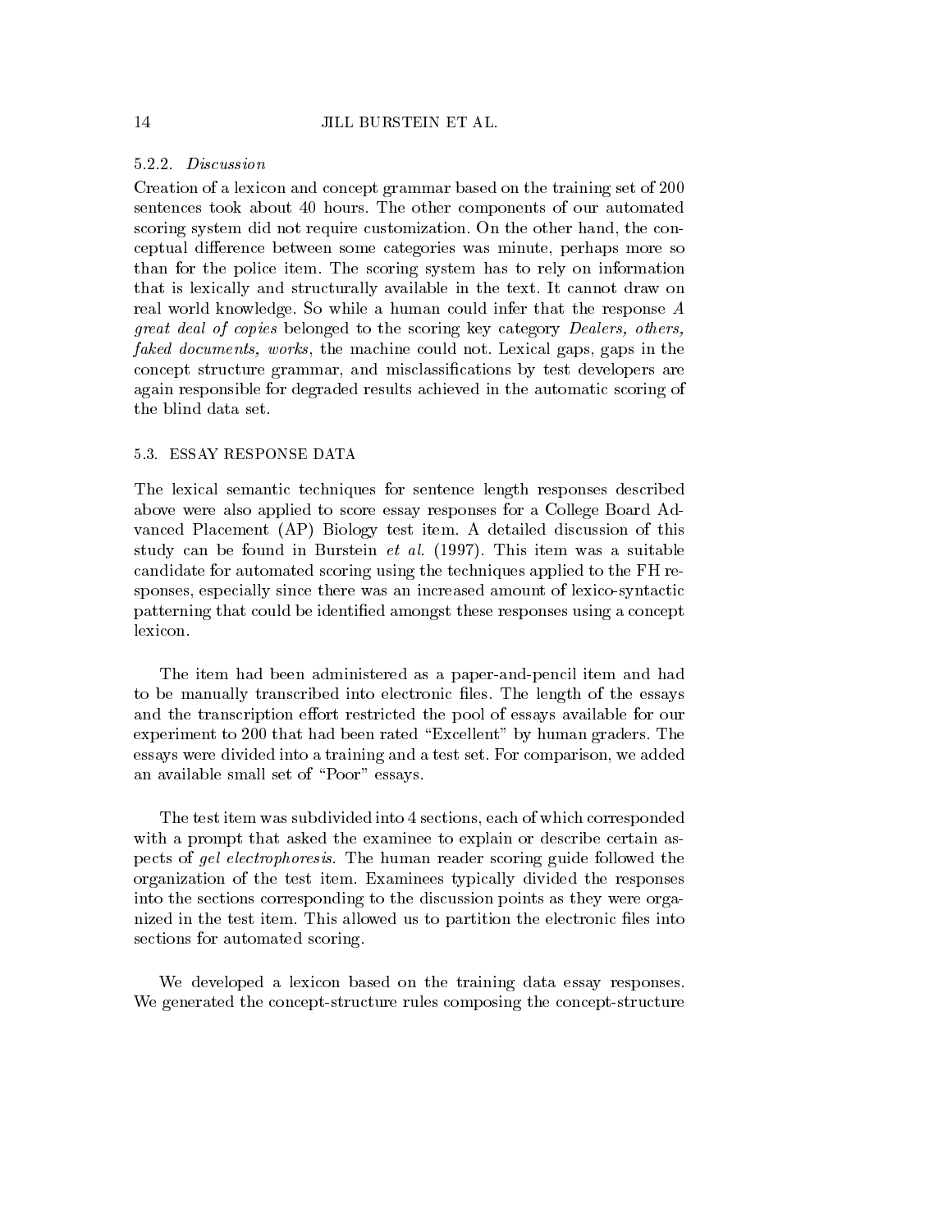#### 5.2.2. *Discussion*

Creation of a lexicon and concept grammar based on the training set of 200 sentences took about 40 hours. The other components of our automated scoring system did not require customization. On the other hand, the conceptual difference between some categories was minute, perhaps more so than for the police item. The scoring system has to rely on information that is lexically and structurally available in the text. It cannot draw on real world knowledge. So while a human could infer that the response *A great deal of copies* belonged to the scoring key category *Dealers, others, faked documents, works*, the machine could not. Lexical gaps, gaps in the concept structure grammar, and misclassifications by test developers are again responsible for degraded results achieved in the automatic scoring of the blind data set.

### 5.3. ESSAY RESPONSE DATA

The lexical semantic techniques for sentence length responses described above were also applied to score essay responses for a College Board Advanced Placement (AP) Biology test item. A detailed discussion of this study can be found in Burstein *et al.* (1997). This item was a suitable candidate for automated scoring using the techniques applied to the FH responses, especially since there was an increased amount of lexico-syntactic patterning that could be identified amongst these responses using a concept lexicon.

The item had been administered as a paper-and-pencil item and had to be manually transcribed into electronic files. The length of the essays and the transcription effort restricted the pool of essays available for our experiment to 200 that had been rated "Excellent" by human graders. The essays were divided into a training and a test set. For comparison, we added an available small set of "Poor" essays.

The test item was subdivided into 4 sections, each of which corresponded with a prompt that asked the examinee to explain or describe certain aspects of *gel electrophoresis*. The human reader scoring guide followed the organization of the test item. Examinees typically divided the responses into the sections corresponding to the discussion points as they were organized in the test item. This allowed us to partition the electronic files into sections for automated scoring.

We developed a lexicon based on the training data essay responses. We generated the concept-structure rules composing the concept-structure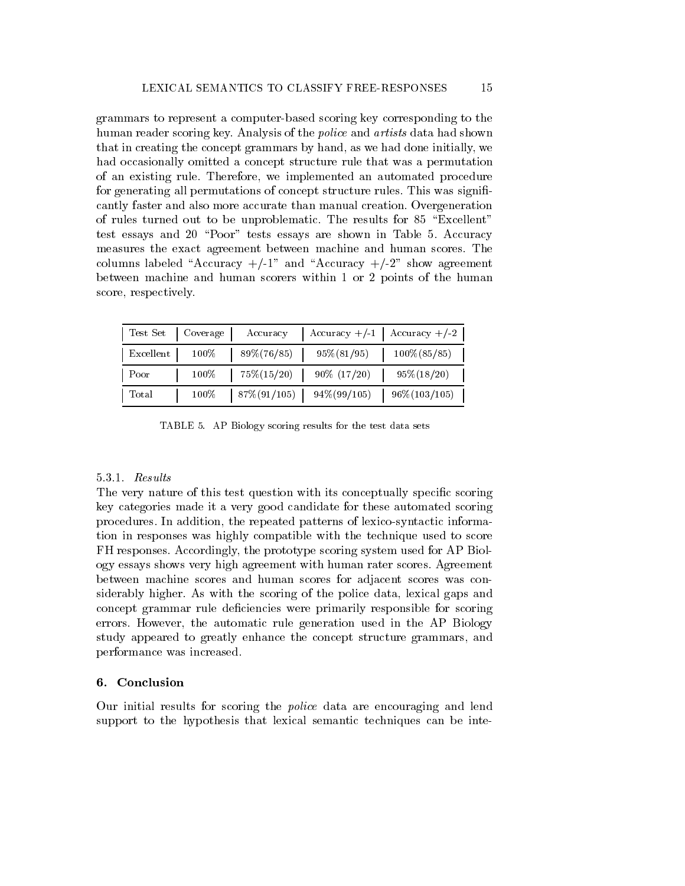grammars to represent a computer-based scoring key corresponding to the human reader scoring key. Analysis of the *police* and *artists* data had shown that in creating the concept grammars by hand, as we had done initially, we had occasionally omitted a concept structure rule that was a permutation of an existing rule. Therefore, we implemented an automated procedure for generating all permutations of concept structure rules. This was significantly faster and also more accurate than manual creation. Overgeneration of rules turned out to be unproblematic. The results for 85 "Excellent" test essays and 20 "Poor" tests essays are shown in Table 5. Accuracy measures the exact agreement between machine and human scores. The columns labeled "Accuracy +/-1" and "Accuracy +/-2" show agreement between machine and human scorers within 1 or 2 points of the human score, respectively.

| Test Set | Coverage | Accuracy | Accuracy +/-1 | Accuracy +/-2 |
|---|---|---|---|---|
| Excellent | 100% | 89%(76/85) | 95%(81/95) | 100%(85/85) |
| Poor | 100% | 75%(15/20) | 90% (17/20) | 95%(18/20) |
| Total | 100% | 87%(91/105) | 94%(99/105) | 96%(103/105) |

TABLE 5. AP Biology scoring results for the test data sets

#### 5.3.1. *Results*

The very nature of this test question with its conceptually specific scoring key categories made it a very good candidate for these automated scoring procedures. In addition, the repeated patterns of lexico-syntactic information in responses was highly compatible with the technique used to score FH responses. Accordingly, the prototype scoring system used for AP Biology essays shows very high agreement with human rater scores. Agreement between machine scores and human scores for adjacent scores was considerably higher. As with the scoring of the police data, lexical gaps and concept grammar rule deficiencies were primarily responsible for scoring errors. However, the automatic rule generation used in the AP Biology study appeared to greatly enhance the concept structure grammars, and performance was increased.

## 6. Conclusion

Our initial results for scoring the *police* data are encouraging and lend support to the hypothesis that lexical semantic techniques can be inte-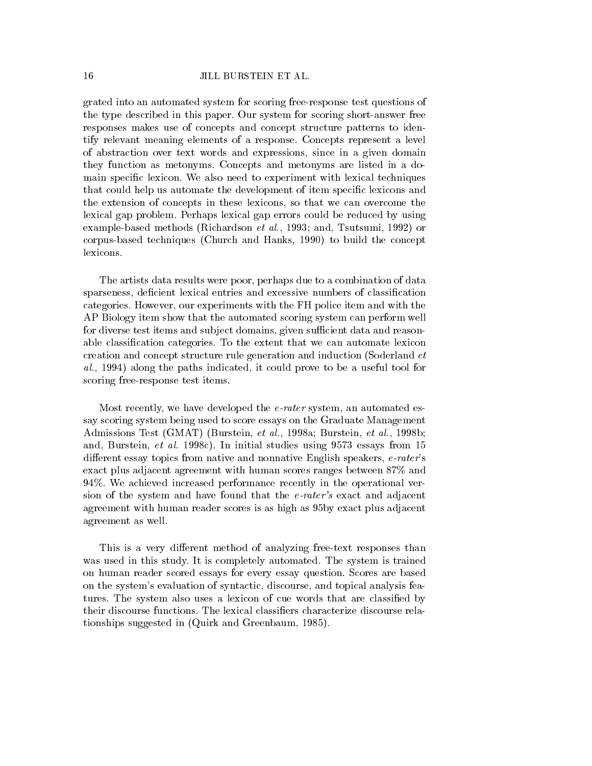grated into an automated system for scoring free-response test questions of the type described in this paper. Our system for scoring short-answer free responses makes use of concepts and concept structure patterns to identify relevant meaning elements of a response. Concepts represent a level of abstraction over text words and expressions, since in a given domain they function as metonyms. Concepts and metonyms are listed in a domain specific lexicon. We also need to experiment with lexical techniques that could help us automate the development of item specific lexicons and the extension of concepts in these lexicons, so that we can overcome the lexical gap problem. Perhaps lexical gap errors could be reduced by using example-based methods (Richardson *et al.*, 1993; and, Tsutsumi, 1992) or corpus-based techniques (Church and Hanks, 1990) to build the concept lexicons.

The artists data results were poor, perhaps due to a combination of data sparseness, deficient lexical entries and excessive numbers of classification categories. However, our experiments with the FH police item and with the AP Biology item show that the automated scoring system can perform well for diverse test items and subject domains, given sufficient data and reasonable classification categories. To the extent that we can automate lexicon creation and concept structure rule generation and induction (Soderland *et al.*, 1994) along the paths indicated, it could prove to be a useful tool for scoring free-response test items.

Most recently, we have developed the *e-rater* system, an automated essay scoring system being used to score essays on the Graduate Management Admissions Test (GMAT) (Burstein, *et al.*, 1998a; Burstein, *et al.*, 1998b; and, Burstein, *et al.* 1998c). In initial studies using 9573 essays from 15 different essay topics from native and nonnative English speakers, *e-rater*'s exact plus adjacent agreement with human scores ranges between 87% and 94%. We achieved increased performance recently in the operational version of the system and have found that the *e-rater's* exact and adjacent agreement with human reader scores is as high as 95by exact plus adjacent agreement as well.

This is a very different method of analyzing free-text responses than was used in this study. It is completely automated. The system is trained on human reader scored essays for every essay question. Scores are based on the system's evaluation of syntactic, discourse, and topical analysis features. The system also uses a lexicon of cue words that are classified by their discourse functions. The lexical classifiers characterize discourse relationships suggested in (Quirk and Greenbaum, 1985).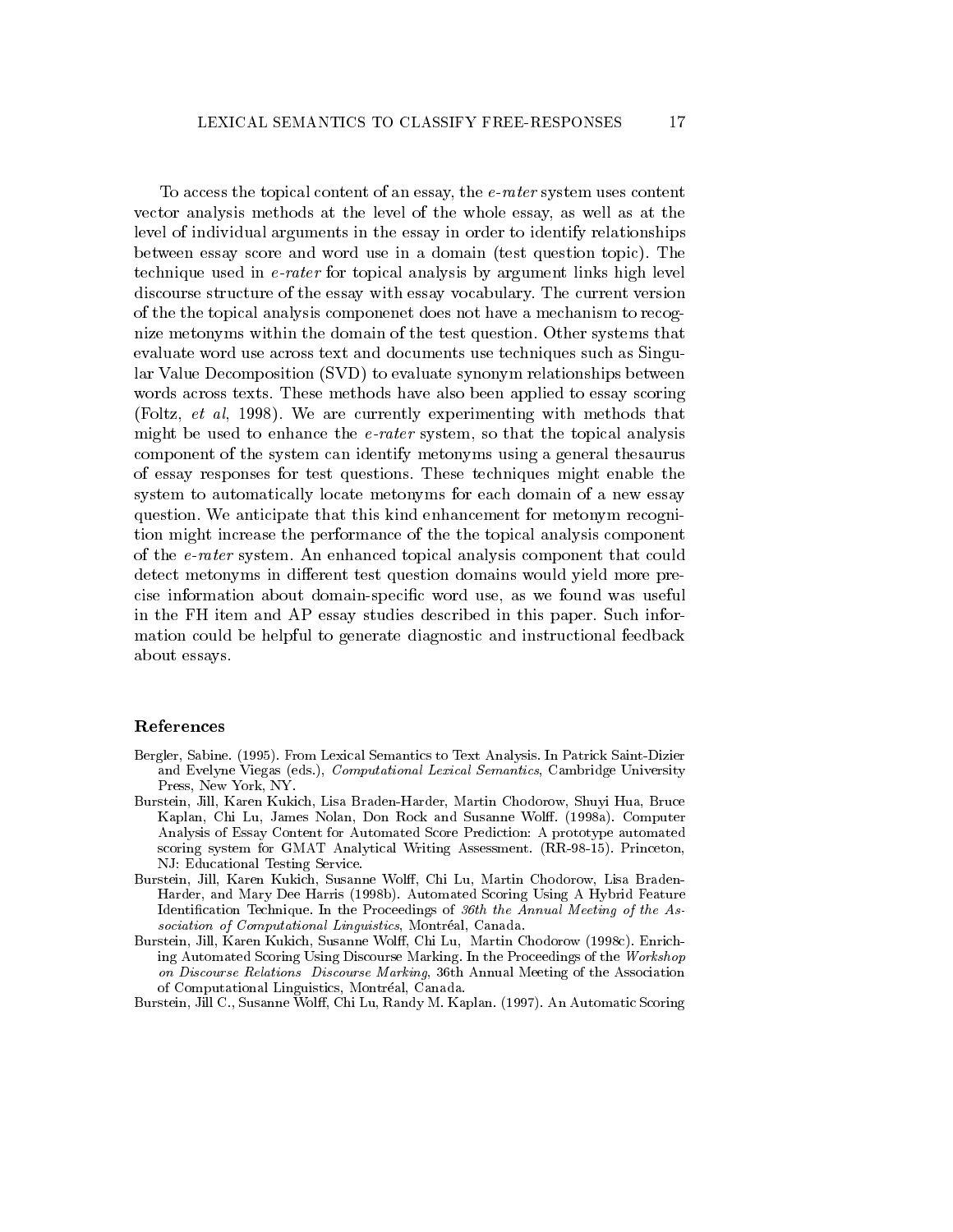To access the topical content of an essay, the *e-rater* system uses content vector analysis methods at the level of the whole essay, as well as at the level of individual arguments in the essay in order to identify relationships between essay score and word use in a domain (test question topic). The technique used in *e-rater* for topical analysis by argument links high level discourse structure of the essay with essay vocabulary. The current version of the the topical analysis componenet does not have a mechanism to recognize metonyms within the domain of the test question. Other systems that evaluate word use across text and documents use techniques such as Singular Value Decomposition (SVD) to evaluate synonym relationships between words across texts. These methods have also been applied to essay scoring (Foltz, *et al*, 1998). We are currently experimenting with methods that might be used to enhance the *e-rater* system, so that the topical analysis component of the system can identify metonyms using a general thesaurus of essay responses for test questions. These techniques might enable the system to automatically locate metonyms for each domain of a new essay question. We anticipate that this kind enhancement for metonym recognition might increase the performance of the the topical analysis component of the *e-rater* system. An enhanced topical analysis component that could detect metonyms in different test question domains would yield more precise information about domain-specific word use, as we found was useful in the FH item and AP essay studies described in this paper. Such information could be helpful to generate diagnostic and instructional feedback about essays.

## References

Bergler, Sabine. (1995). From Lexical Semantics to Text Analysis. In Patrick Saint-Dizier and Evelyne Viegas (eds.), *Computational Lexical Semantics*, Cambridge University Press, New York, NY.

Burstein, Jill, Karen Kukich, Lisa Braden-Harder, Martin Chodorow, Shuyi Hua, Bruce Kaplan, Chi Lu, James Nolan, Don Rock and Susanne Wolff. (1998a). Computer Analysis of Essay Content for Automated Score Prediction: A prototype automated scoring system for GMAT Analytical Writing Assessment. (RR-98-15). Princeton, NJ: Educational Testing Service.

Burstein, Jill, Karen Kukich, Susanne Wolff, Chi Lu, Martin Chodorow, Lisa Braden-Harder, and Mary Dee Harris (1998b). Automated Scoring Using A Hybrid Feature Identification Technique. In the Proceedings of *36th the Annual Meeting of the Association of Computational Linguistics*, Montréal, Canada.

Burstein, Jill, Karen Kukich, Susanne Wolff, Chi Lu, Martin Chodorow (1998c). Enriching Automated Scoring Using Discourse Marking. In the Proceedings of the *Workshop on Discourse Relations Discourse Marking*, 36th Annual Meeting of the Association of Computational Linguistics, Montréal, Canada.

Burstein, Jill C., Susanne Wolff, Chi Lu, Randy M. Kaplan. (1997). An Automatic Scoring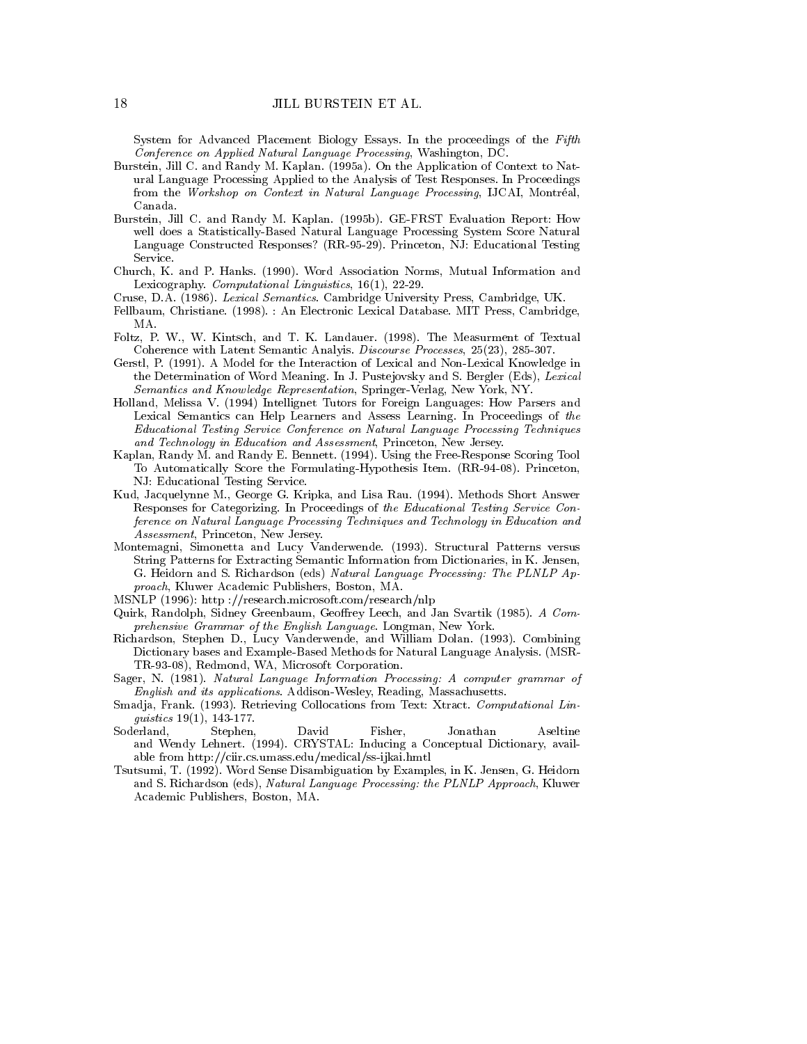System for Advanced Placement Biology Essays. In the proceedings of the *Fifth Conference on Applied Natural Language Processing*, Washington, DC.

Burstein, Jill C. and Randy M. Kaplan. (1995a). On the Application of Context to Natural Language Processing Applied to the Analysis of Test Responses. In Proceedings from the *Workshop on Context in Natural Language Processing*, IJCAI, Montréal, Canada.

Burstein, Jill C. and Randy M. Kaplan. (1995b). GE-FRST Evaluation Report: How well does a Statistically-Based Natural Language Processing System Score Natural Language Constructed Responses? (RR-95-29). Princeton, NJ: Educational Testing Service.

Church, K. and P. Hanks. (1990). Word Association Norms, Mutual Information and Lexicography. *Computational Linguistics*, 16(1), 22-29.

Cruse, D.A. (1986). *Lexical Semantics*. Cambridge University Press, Cambridge, UK.

Fellbaum, Christiane. (1998). : An Electronic Lexical Database. MIT Press, Cambridge, MA.

Foltz, P. W., W. Kintsch, and T. K. Landauer. (1998). The Measurment of Textual Coherence with Latent Semantic Analyis. *Discourse Processes*, 25(23), 285-307.

Gerstl, P. (1991). A Model for the Interaction of Lexical and Non-Lexical Knowledge in the Determination of Word Meaning. In J. Pustejovsky and S. Bergler (Eds), *Lexical Semantics and Knowledge Representation*, Springer-Verlag, New York, NY.

Holland, Melissa V. (1994) Intellignet Tutors for Foreign Languages: How Parsers and Lexical Semantics can Help Learners and Assess Learning. In Proceedings of *the Educational Testing Service Conference on Natural Language Processing Techniques and Technology in Education and Assessment*, Princeton, New Jersey.

Kaplan, Randy M. and Randy E. Bennett. (1994). Using the Free-Response Scoring Tool To Automatically Score the Formulating-Hypothesis Item. (RR-94-08). Princeton, NJ: Educational Testing Service.

Kud, Jacquelynne M., George G. Kripka, and Lisa Rau. (1994). Methods Short Answer Responses for Categorizing. In Proceedings of *the Educational Testing Service Conference on Natural Language Processing Techniques and Technology in Education and Assessment*, Princeton, New Jersey.

Montemagni, Simonetta and Lucy Vanderwende. (1993). Structural Patterns versus String Patterns for Extracting Semantic Information from Dictionaries, in K. Jensen, G. Heidorn and S. Richardson (eds) *Natural Language Processing: The PLNLP Approach*, Kluwer Academic Publishers, Boston, MA.

MSNLP (1996): http ://research.microsoft.com/research/nlp

Quirk, Randolph, Sidney Greenbaum, Geoffrey Leech, and Jan Svartik (1985). *A Comprehensive Grammar of the English Language*. Longman, New York.

Richardson, Stephen D., Lucy Vanderwende, and William Dolan. (1993). Combining Dictionary bases and Example-Based Methods for Natural Language Analysis. (MSR-TR-93-08), Redmond, WA, Microsoft Corporation.

Sager, N. (1981). *Natural Language Information Processing: A computer grammar of English and its applications*. Addison-Wesley, Reading, Massachusetts.

Smadja, Frank. (1993). Retrieving Collocations from Text: Xtract. *Computational Linguistics* 19(1), 143-177.

Soderland, Stephen, David Fisher, Jonathan Aseltine and Wendy Lehnert. (1994). CRYSTAL: Inducing a Conceptual Dictionary, available from http://ciir.cs.umass.edu/medical/ss-ijkai.hmtl

Tsutsumi, T. (1992). Word Sense Disambiguation by Examples, in K. Jensen, G. Heidorn and S. Richardson (eds), *Natural Language Processing: the PLNLP Approach*, Kluwer Academic Publishers, Boston, MA.